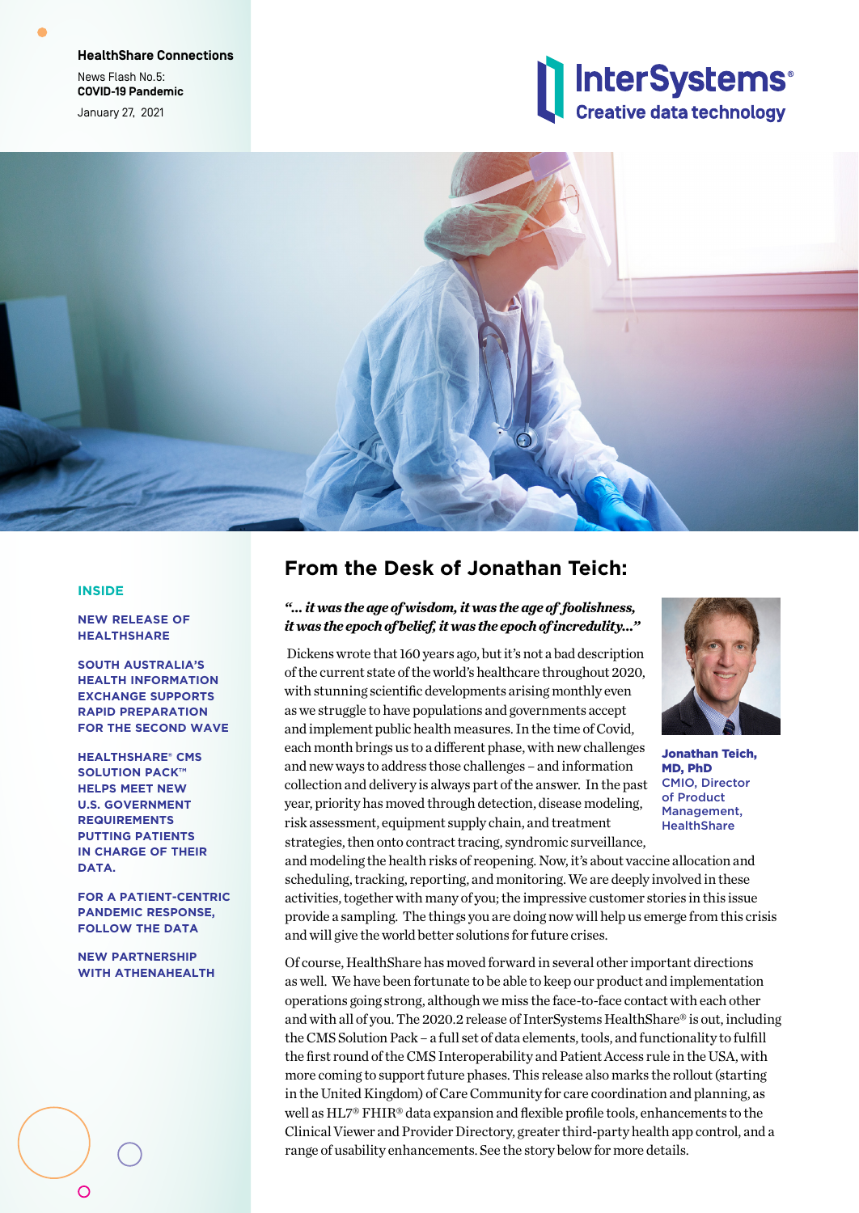**HealthShare Connections**

News Flash No.5:
**COVID-19 Pandemic**

January 27, 2021

InterSystems®
Creative data technology

## INSIDE

**NEW RELEASE OF HEALTHSHARE**

**SOUTH AUSTRALIA'S HEALTH INFORMATION EXCHANGE SUPPORTS RAPID PREPARATION FOR THE SECOND WAVE**

**HEALTHSHARE® CMS SOLUTION PACK™ HELPS MEET NEW U.S. GOVERNMENT REQUIREMENTS PUTTING PATIENTS IN CHARGE OF THEIR DATA.**

**FOR A PATIENT-CENTRIC PANDEMIC RESPONSE, FOLLOW THE DATA**

**NEW PARTNERSHIP WITH ATHENAHEALTH**

# From the Desk of Jonathan Teich:

***"… it was the age of wisdom, it was the age of foolishness, it was the epoch of belief, it was the epoch of incredulity…"***

**Jonathan Teich, MD, PhD**
CMIO, Director of Product Management, HealthShare

Dickens wrote that 160 years ago, but it's not a bad description of the current state of the world's healthcare throughout 2020, with stunning scientific developments arising monthly even as we struggle to have populations and governments accept and implement public health measures. In the time of Covid, each month brings us to a different phase, with new challenges and new ways to address those challenges – and information collection and delivery is always part of the answer. In the past year, priority has moved through detection, disease modeling, risk assessment, equipment supply chain, and treatment strategies, then onto contract tracing, syndromic surveillance, and modeling the health risks of reopening. Now, it's about vaccine allocation and scheduling, tracking, reporting, and monitoring. We are deeply involved in these activities, together with many of you; the impressive customer stories in this issue provide a sampling. The things you are doing now will help us emerge from this crisis and will give the world better solutions for future crises.

Of course, HealthShare has moved forward in several other important directions as well. We have been fortunate to be able to keep our product and implementation operations going strong, although we miss the face-to-face contact with each other and with all of you. The 2020.2 release of InterSystems HealthShare® is out, including the CMS Solution Pack – a full set of data elements, tools, and functionality to fulfill the first round of the CMS Interoperability and Patient Access rule in the USA, with more coming to support future phases. This release also marks the rollout (starting in the United Kingdom) of Care Community for care coordination and planning, as well as HL7® FHIR® data expansion and flexible profile tools, enhancements to the Clinical Viewer and Provider Directory, greater third-party health app control, and a range of usability enhancements. See the story below for more details.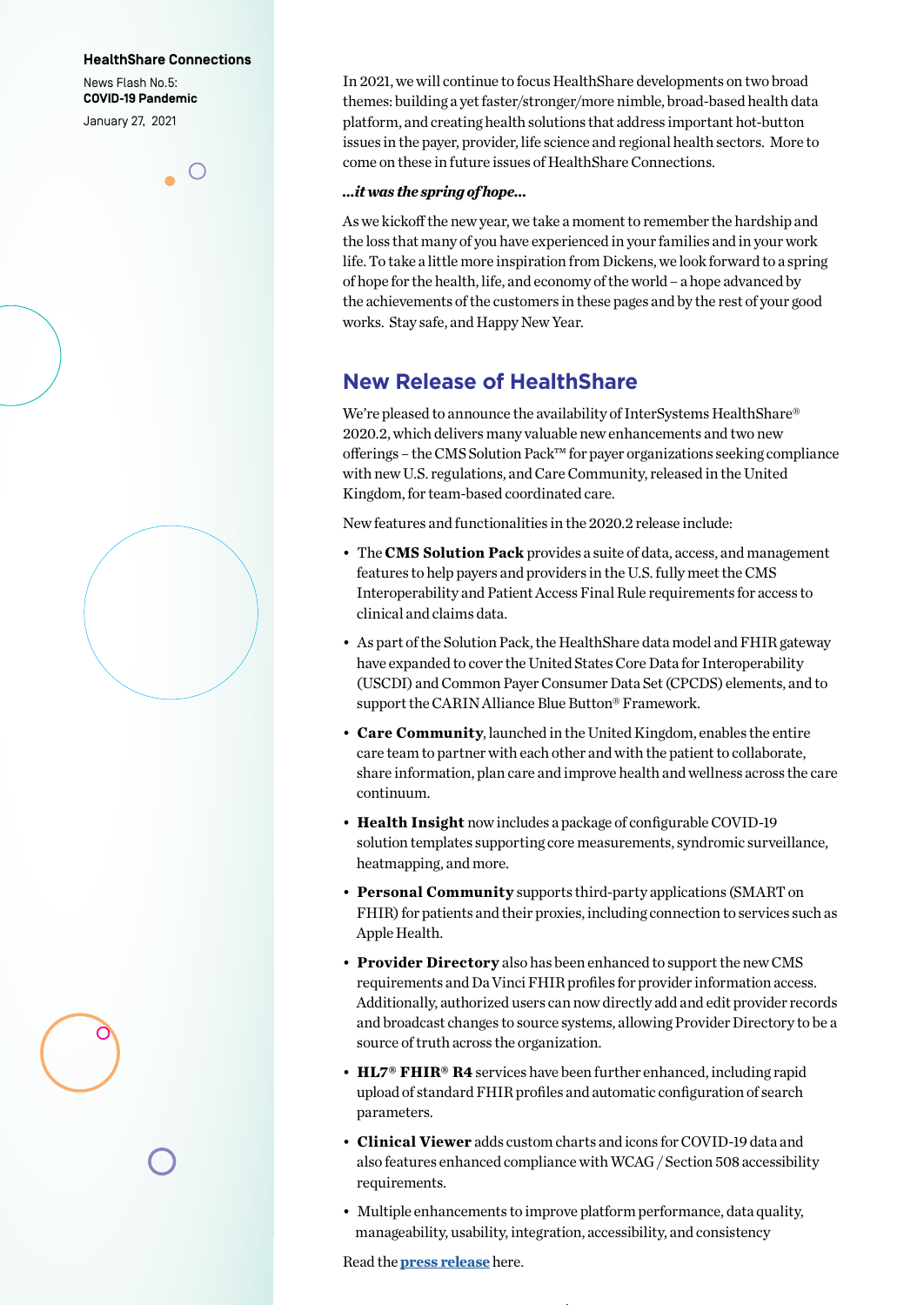In 2021, we will continue to focus HealthShare developments on two broad themes: building a yet faster/stronger/more nimble, broad-based health data platform, and creating health solutions that address important hot-button issues in the payer, provider, life science and regional health sectors. More to come on these in future issues of HealthShare Connections.

***...it was the spring of hope...***

As we kickoff the new year, we take a moment to remember the hardship and the loss that many of you have experienced in your families and in your work life. To take a little more inspiration from Dickens, we look forward to a spring of hope for the health, life, and economy of the world – a hope advanced by the achievements of the customers in these pages and by the rest of your good works. Stay safe, and Happy New Year.

## New Release of HealthShare

We're pleased to announce the availability of InterSystems HealthShare® 2020.2, which delivers many valuable new enhancements and two new offerings – the CMS Solution Pack™ for payer organizations seeking compliance with new U.S. regulations, and Care Community, released in the United Kingdom, for team-based coordinated care.

New features and functionalities in the 2020.2 release include:

- The **CMS Solution Pack** provides a suite of data, access, and management features to help payers and providers in the U.S. fully meet the CMS Interoperability and Patient Access Final Rule requirements for access to clinical and claims data.
- As part of the Solution Pack, the HealthShare data model and FHIR gateway have expanded to cover the United States Core Data for Interoperability (USCDI) and Common Payer Consumer Data Set (CPCDS) elements, and to support the CARIN Alliance Blue Button® Framework.
- **Care Community**, launched in the United Kingdom, enables the entire care team to partner with each other and with the patient to collaborate, share information, plan care and improve health and wellness across the care continuum.
- **Health Insight** now includes a package of configurable COVID-19 solution templates supporting core measurements, syndromic surveillance, heatmapping, and more.
- **Personal Community** supports third-party applications (SMART on FHIR) for patients and their proxies, including connection to services such as Apple Health.
- **Provider Directory** also has been enhanced to support the new CMS requirements and Da Vinci FHIR profiles for provider information access. Additionally, authorized users can now directly add and edit provider records and broadcast changes to source systems, allowing Provider Directory to be a source of truth across the organization.
- **HL7® FHIR® R4** services have been further enhanced, including rapid upload of standard FHIR profiles and automatic configuration of search parameters.
- **Clinical Viewer** adds custom charts and icons for COVID-19 data and also features enhanced compliance with WCAG / Section 508 accessibility requirements.
- Multiple enhancements to improve platform performance, data quality, manageability, usability, integration, accessibility, and consistency

Read the **press release** here.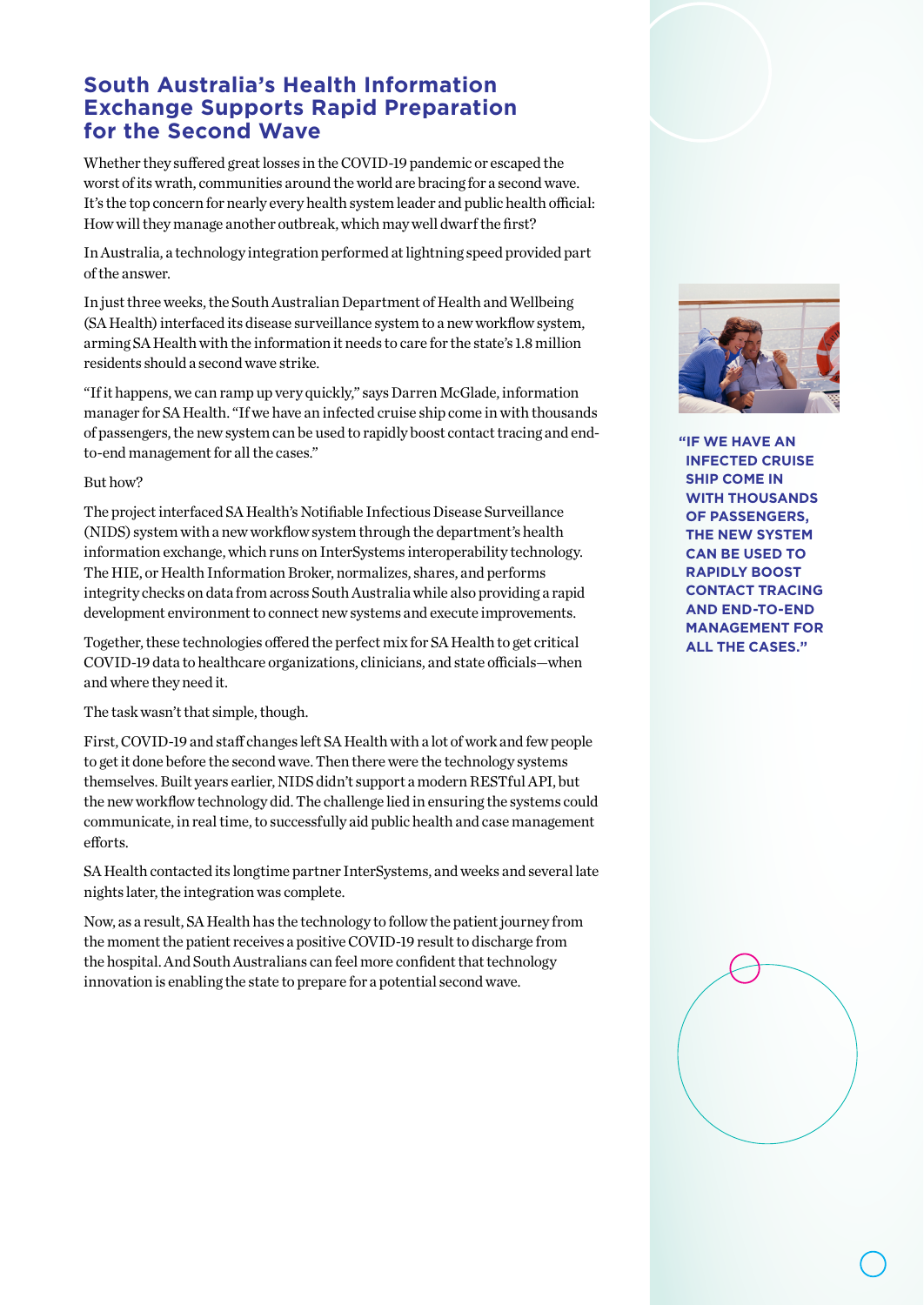## South Australia's Health Information Exchange Supports Rapid Preparation for the Second Wave

Whether they suffered great losses in the COVID-19 pandemic or escaped the worst of its wrath, communities around the world are bracing for a second wave. It's the top concern for nearly every health system leader and public health official: How will they manage another outbreak, which may well dwarf the first?

In Australia, a technology integration performed at lightning speed provided part of the answer.

In just three weeks, the South Australian Department of Health and Wellbeing (SA Health) interfaced its disease surveillance system to a new workflow system, arming SA Health with the information it needs to care for the state's 1.8 million residents should a second wave strike.

"If it happens, we can ramp up very quickly," says Darren McGlade, information manager for SA Health. "If we have an infected cruise ship come in with thousands of passengers, the new system can be used to rapidly boost contact tracing and end-to-end management for all the cases."

But how?

The project interfaced SA Health's Notifiable Infectious Disease Surveillance (NIDS) system with a new workflow system through the department's health information exchange, which runs on InterSystems interoperability technology. The HIE, or Health Information Broker, normalizes, shares, and performs integrity checks on data from across South Australia while also providing a rapid development environment to connect new systems and execute improvements.

Together, these technologies offered the perfect mix for SA Health to get critical COVID-19 data to healthcare organizations, clinicians, and state officials—when and where they need it.

The task wasn't that simple, though.

First, COVID-19 and staff changes left SA Health with a lot of work and few people to get it done before the second wave. Then there were the technology systems themselves. Built years earlier, NIDS didn't support a modern RESTful API, but the new workflow technology did. The challenge lied in ensuring the systems could communicate, in real time, to successfully aid public health and case management efforts.

SA Health contacted its longtime partner InterSystems, and weeks and several late nights later, the integration was complete.

Now, as a result, SA Health has the technology to follow the patient journey from the moment the patient receives a positive COVID-19 result to discharge from the hospital. And South Australians can feel more confident that technology innovation is enabling the state to prepare for a potential second wave.

**"IF WE HAVE AN INFECTED CRUISE SHIP COME IN WITH THOUSANDS OF PASSENGERS, THE NEW SYSTEM CAN BE USED TO RAPIDLY BOOST CONTACT TRACING AND END-TO-END MANAGEMENT FOR ALL THE CASES."**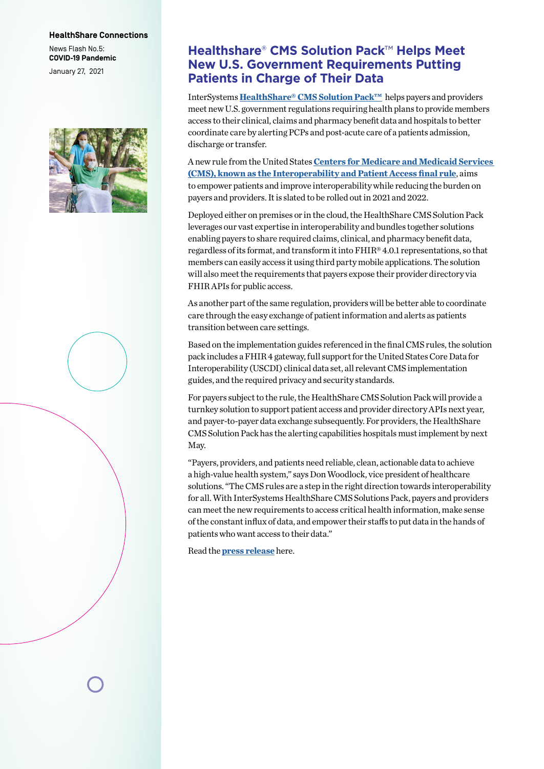**HealthShare Connections**

News Flash No.5:
**COVID-19 Pandemic**

January 27, 2021

# Healthshare® CMS Solution Pack™ Helps Meet New U.S. Government Requirements Putting Patients in Charge of Their Data

InterSystems **HealthShare® CMS Solution Pack™** helps payers and providers meet new U.S. government regulations requiring health plans to provide members access to their clinical, claims and pharmacy benefit data and hospitals to better coordinate care by alerting PCPs and post-acute care of a patients admission, discharge or transfer.

A new rule from the United States **Centers for Medicare and Medicaid Services (CMS), known as the Interoperability and Patient Access final rule**, aims to empower patients and improve interoperability while reducing the burden on payers and providers. It is slated to be rolled out in 2021 and 2022.

Deployed either on premises or in the cloud, the HealthShare CMS Solution Pack leverages our vast expertise in interoperability and bundles together solutions enabling payers to share required claims, clinical, and pharmacy benefit data, regardless of its format, and transform it into FHIR® 4.0.1 representations, so that members can easily access it using third party mobile applications. The solution will also meet the requirements that payers expose their provider directory via FHIR APIs for public access.

As another part of the same regulation, providers will be better able to coordinate care through the easy exchange of patient information and alerts as patients transition between care settings.

Based on the implementation guides referenced in the final CMS rules, the solution pack includes a FHIR 4 gateway, full support for the United States Core Data for Interoperability (USCDI) clinical data set, all relevant CMS implementation guides, and the required privacy and security standards.

For payers subject to the rule, the HealthShare CMS Solution Pack will provide a turnkey solution to support patient access and provider directory APIs next year, and payer-to-payer data exchange subsequently. For providers, the HealthShare CMS Solution Pack has the alerting capabilities hospitals must implement by next May.

"Payers, providers, and patients need reliable, clean, actionable data to achieve a high-value health system," says Don Woodlock, vice president of healthcare solutions. "The CMS rules are a step in the right direction towards interoperability for all. With InterSystems HealthShare CMS Solutions Pack, payers and providers can meet the new requirements to access critical health information, make sense of the constant influx of data, and empower their staffs to put data in the hands of patients who want access to their data."

Read the **press release** here.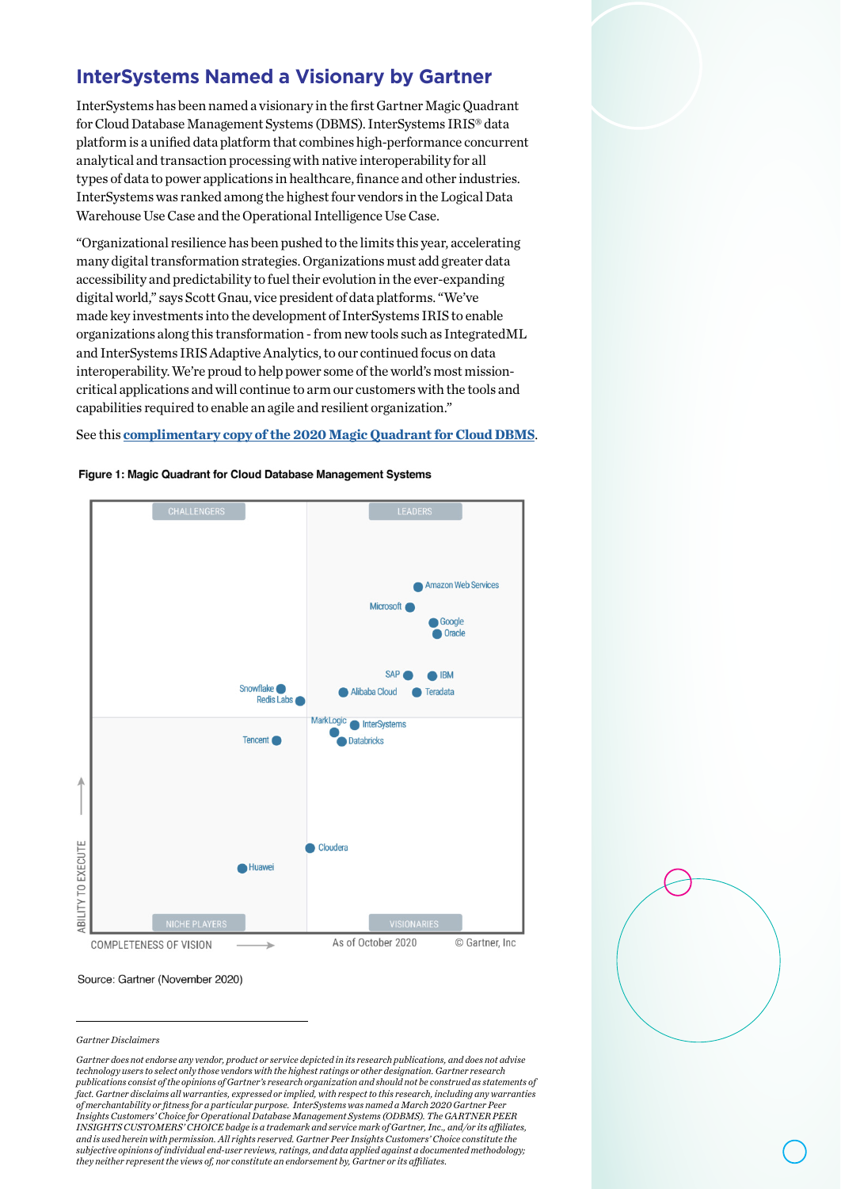## InterSystems Named a Visionary by Gartner

InterSystems has been named a visionary in the first Gartner Magic Quadrant for Cloud Database Management Systems (DBMS). InterSystems IRIS® data platform is a unified data platform that combines high-performance concurrent analytical and transaction processing with native interoperability for all types of data to power applications in healthcare, finance and other industries. InterSystems was ranked among the highest four vendors in the Logical Data Warehouse Use Case and the Operational Intelligence Use Case.

"Organizational resilience has been pushed to the limits this year, accelerating many digital transformation strategies. Organizations must add greater data accessibility and predictability to fuel their evolution in the ever-expanding digital world," says Scott Gnau, vice president of data platforms. "We've made key investments into the development of InterSystems IRIS to enable organizations along this transformation - from new tools such as IntegratedML and InterSystems IRIS Adaptive Analytics, to our continued focus on data interoperability. We're proud to help power some of the world's most mission-critical applications and will continue to arm our customers with the tools and capabilities required to enable an agile and resilient organization."

See this **complimentary copy of the 2020 Magic Quadrant for Cloud DBMS**.

**Figure 1: Magic Quadrant for Cloud Database Management Systems**

CHALLENGERS | LEADERS | NICHE PLAYERS | VISIONARIES

Amazon Web Services, Microsoft, Google, Oracle, SAP, IBM, Alibaba Cloud, Teradata, Snowflake, Redis Labs, MarkLogic, InterSystems, Databricks, Tencent, Cloudera, Huawei

ABILITY TO EXECUTE

COMPLETENESS OF VISION

As of October 2020 © Gartner, Inc

Source: Gartner (November 2020)

---

*Gartner Disclaimers*

*Gartner does not endorse any vendor, product or service depicted in its research publications, and does not advise technology users to select only those vendors with the highest ratings or other designation. Gartner research publications consist of the opinions of Gartner's research organization and should not be construed as statements of fact. Gartner disclaims all warranties, expressed or implied, with respect to this research, including any warranties of merchantability or fitness for a particular purpose. InterSystems was named a March 2020 Gartner Peer Insights Customers' Choice for Operational Database Management Systems (ODBMS). The GARTNER PEER INSIGHTS CUSTOMERS' CHOICE badge is a trademark and service mark of Gartner, Inc., and/or its affiliates, and is used herein with permission. All rights reserved. Gartner Peer Insights Customers' Choice constitute the subjective opinions of individual end-user reviews, ratings, and data applied against a documented methodology; they neither represent the views of, nor constitute an endorsement by, Gartner or its affiliates.*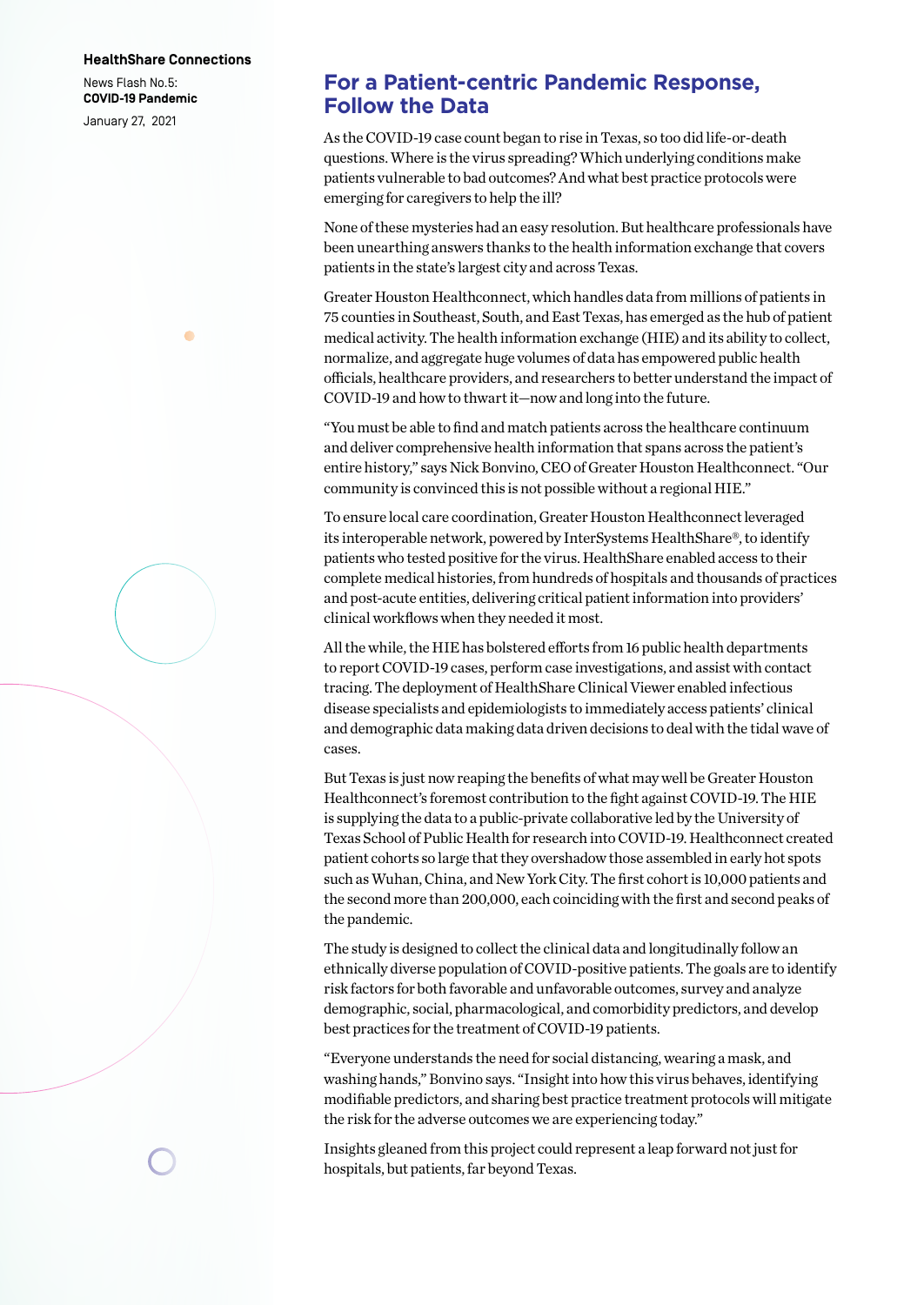**HealthShare Connections**

News Flash No.5:
**COVID-19 Pandemic**

January 27, 2021

# For a Patient-centric Pandemic Response, Follow the Data

As the COVID-19 case count began to rise in Texas, so too did life-or-death questions. Where is the virus spreading? Which underlying conditions make patients vulnerable to bad outcomes? And what best practice protocols were emerging for caregivers to help the ill?

None of these mysteries had an easy resolution. But healthcare professionals have been unearthing answers thanks to the health information exchange that covers patients in the state's largest city and across Texas.

Greater Houston Healthconnect, which handles data from millions of patients in 75 counties in Southeast, South, and East Texas, has emerged as the hub of patient medical activity. The health information exchange (HIE) and its ability to collect, normalize, and aggregate huge volumes of data has empowered public health officials, healthcare providers, and researchers to better understand the impact of COVID-19 and how to thwart it—now and long into the future.

"You must be able to find and match patients across the healthcare continuum and deliver comprehensive health information that spans across the patient's entire history," says Nick Bonvino, CEO of Greater Houston Healthconnect. "Our community is convinced this is not possible without a regional HIE."

To ensure local care coordination, Greater Houston Healthconnect leveraged its interoperable network, powered by InterSystems HealthShare®, to identify patients who tested positive for the virus. HealthShare enabled access to their complete medical histories, from hundreds of hospitals and thousands of practices and post-acute entities, delivering critical patient information into providers' clinical workflows when they needed it most.

All the while, the HIE has bolstered efforts from 16 public health departments to report COVID-19 cases, perform case investigations, and assist with contact tracing. The deployment of HealthShare Clinical Viewer enabled infectious disease specialists and epidemiologists to immediately access patients' clinical and demographic data making data driven decisions to deal with the tidal wave of cases.

But Texas is just now reaping the benefits of what may well be Greater Houston Healthconnect's foremost contribution to the fight against COVID-19. The HIE is supplying the data to a public-private collaborative led by the University of Texas School of Public Health for research into COVID-19. Healthconnect created patient cohorts so large that they overshadow those assembled in early hot spots such as Wuhan, China, and New York City. The first cohort is 10,000 patients and the second more than 200,000, each coinciding with the first and second peaks of the pandemic.

The study is designed to collect the clinical data and longitudinally follow an ethnically diverse population of COVID-positive patients. The goals are to identify risk factors for both favorable and unfavorable outcomes, survey and analyze demographic, social, pharmacological, and comorbidity predictors, and develop best practices for the treatment of COVID-19 patients.

"Everyone understands the need for social distancing, wearing a mask, and washing hands," Bonvino says. "Insight into how this virus behaves, identifying modifiable predictors, and sharing best practice treatment protocols will mitigate the risk for the adverse outcomes we are experiencing today."

Insights gleaned from this project could represent a leap forward not just for hospitals, but patients, far beyond Texas.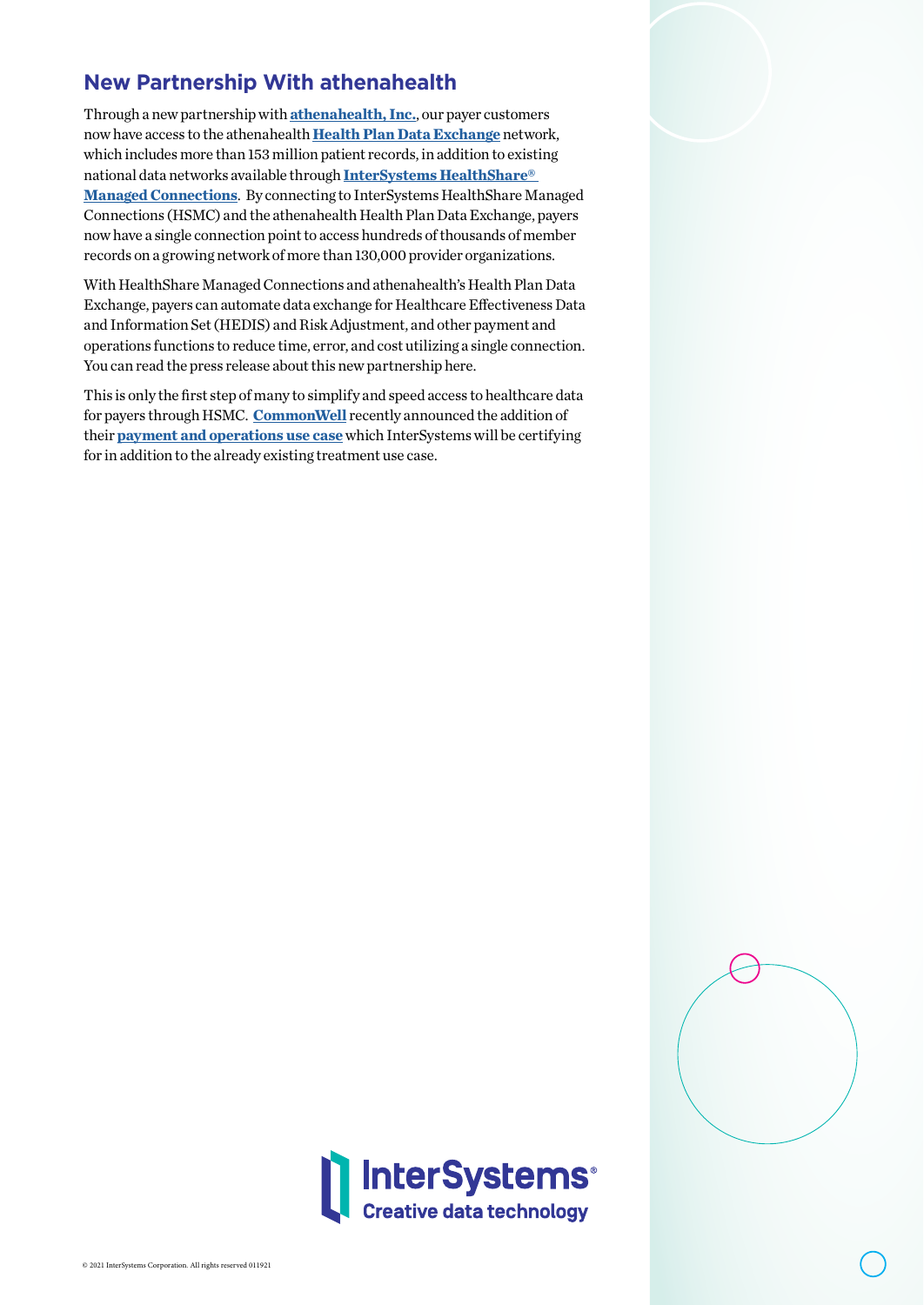## New Partnership With athenahealth

Through a new partnership with **athenahealth, Inc.**, our payer customers now have access to the athenahealth **Health Plan Data Exchange** network, which includes more than 153 million patient records, in addition to existing national data networks available through **InterSystems HealthShare® Managed Connections**. By connecting to InterSystems HealthShare Managed Connections (HSMC) and the athenahealth Health Plan Data Exchange, payers now have a single connection point to access hundreds of thousands of member records on a growing network of more than 130,000 provider organizations.

With HealthShare Managed Connections and athenahealth's Health Plan Data Exchange, payers can automate data exchange for Healthcare Effectiveness Data and Information Set (HEDIS) and Risk Adjustment, and other payment and operations functions to reduce time, error, and cost utilizing a single connection. You can read the press release about this new partnership here.

This is only the first step of many to simplify and speed access to healthcare data for payers through HSMC. **CommonWell** recently announced the addition of their **payment and operations use case** which InterSystems will be certifying for in addition to the already existing treatment use case.

InterSystems
Creative data technology

© 2021 InterSystems Corporation. All rights reserved 011921